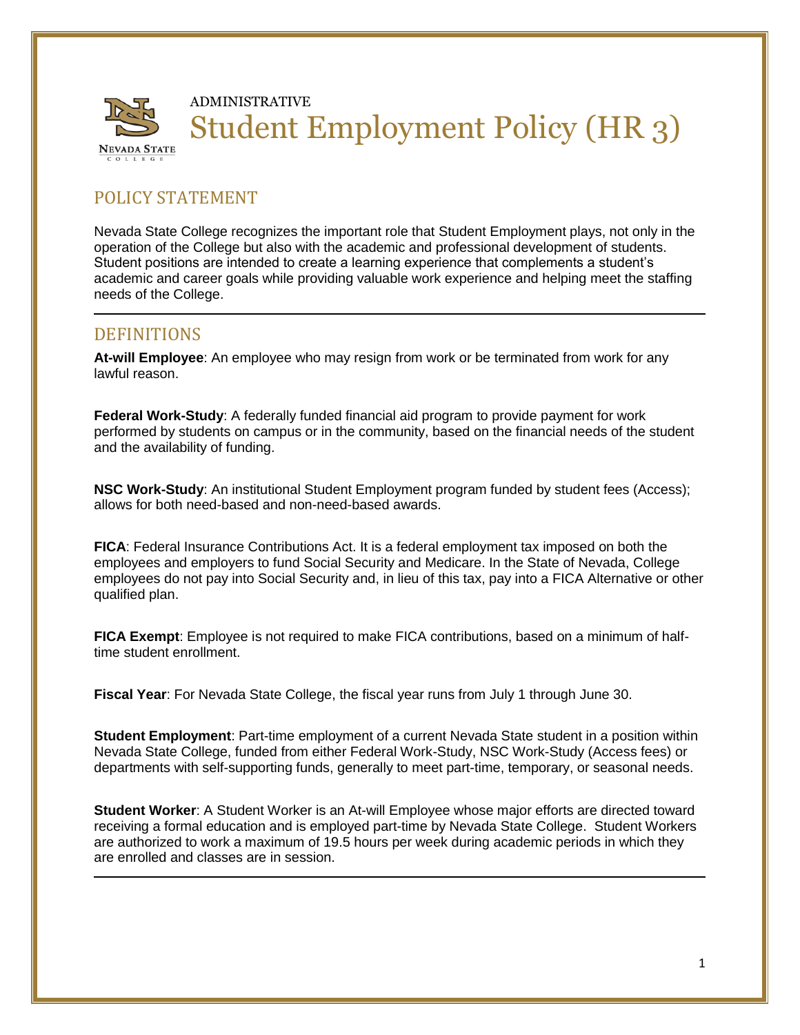ADMINISTRATIVE

# Student Employment Policy (HR 3)

## POLICY STATEMENT

Nevada State College recognizes the important role that Student Employment plays, not only in the operation of the College but also with the academic and professional development of students. Student positions are intended to create a learning experience that complements a student's academic and career goals while providing valuable work experience and helping meet the staffing needs of the College.

---

## DEFINITIONS

**At-will Employee**: An employee who may resign from work or be terminated from work for any lawful reason.

**Federal Work-Study**: A federally funded financial aid program to provide payment for work performed by students on campus or in the community, based on the financial needs of the student and the availability of funding.

**NSC Work-Study**: An institutional Student Employment program funded by student fees (Access); allows for both need-based and non-need-based awards.

**FICA**: Federal Insurance Contributions Act. It is a federal employment tax imposed on both the employees and employers to fund Social Security and Medicare. In the State of Nevada, College employees do not pay into Social Security and, in lieu of this tax, pay into a FICA Alternative or other qualified plan.

**FICA Exempt**: Employee is not required to make FICA contributions, based on a minimum of half-time student enrollment.

**Fiscal Year**: For Nevada State College, the fiscal year runs from July 1 through June 30.

**Student Employment**: Part-time employment of a current Nevada State student in a position within Nevada State College, funded from either Federal Work-Study, NSC Work-Study (Access fees) or departments with self-supporting funds, generally to meet part-time, temporary, or seasonal needs.

**Student Worker**: A Student Worker is an At-will Employee whose major efforts are directed toward receiving a formal education and is employed part-time by Nevada State College. Student Workers are authorized to work a maximum of 19.5 hours per week during academic periods in which they are enrolled and classes are in session.

---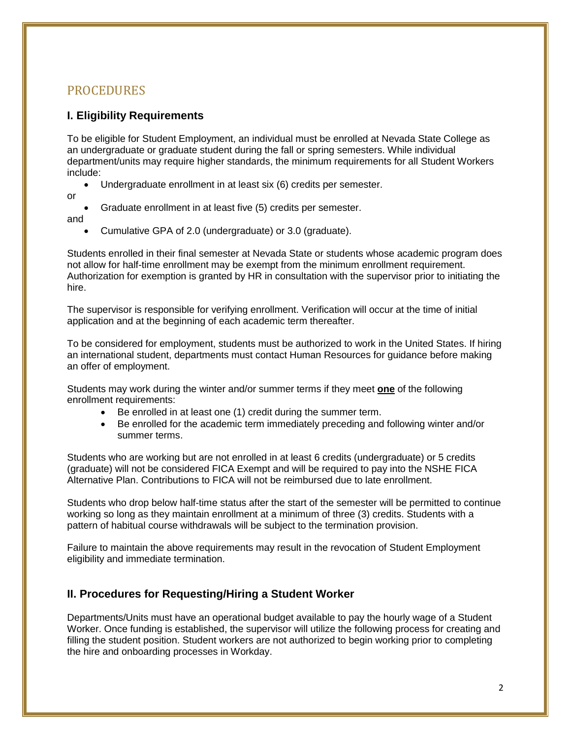# PROCEDURES

## I. Eligibility Requirements

To be eligible for Student Employment, an individual must be enrolled at Nevada State College as an undergraduate or graduate student during the fall or spring semesters. While individual department/units may require higher standards, the minimum requirements for all Student Workers include:

- Undergraduate enrollment in at least six (6) credits per semester.

or

- Graduate enrollment in at least five (5) credits per semester.

and

- Cumulative GPA of 2.0 (undergraduate) or 3.0 (graduate).

Students enrolled in their final semester at Nevada State or students whose academic program does not allow for half-time enrollment may be exempt from the minimum enrollment requirement. Authorization for exemption is granted by HR in consultation with the supervisor prior to initiating the hire.

The supervisor is responsible for verifying enrollment. Verification will occur at the time of initial application and at the beginning of each academic term thereafter.

To be considered for employment, students must be authorized to work in the United States. If hiring an international student, departments must contact Human Resources for guidance before making an offer of employment.

Students may work during the winter and/or summer terms if they meet **one** of the following enrollment requirements:

- Be enrolled in at least one (1) credit during the summer term.
- Be enrolled for the academic term immediately preceding and following winter and/or summer terms.

Students who are working but are not enrolled in at least 6 credits (undergraduate) or 5 credits (graduate) will not be considered FICA Exempt and will be required to pay into the NSHE FICA Alternative Plan. Contributions to FICA will not be reimbursed due to late enrollment.

Students who drop below half-time status after the start of the semester will be permitted to continue working so long as they maintain enrollment at a minimum of three (3) credits. Students with a pattern of habitual course withdrawals will be subject to the termination provision.

Failure to maintain the above requirements may result in the revocation of Student Employment eligibility and immediate termination.

## II. Procedures for Requesting/Hiring a Student Worker

Departments/Units must have an operational budget available to pay the hourly wage of a Student Worker. Once funding is established, the supervisor will utilize the following process for creating and filling the student position. Student workers are not authorized to begin working prior to completing the hire and onboarding processes in Workday.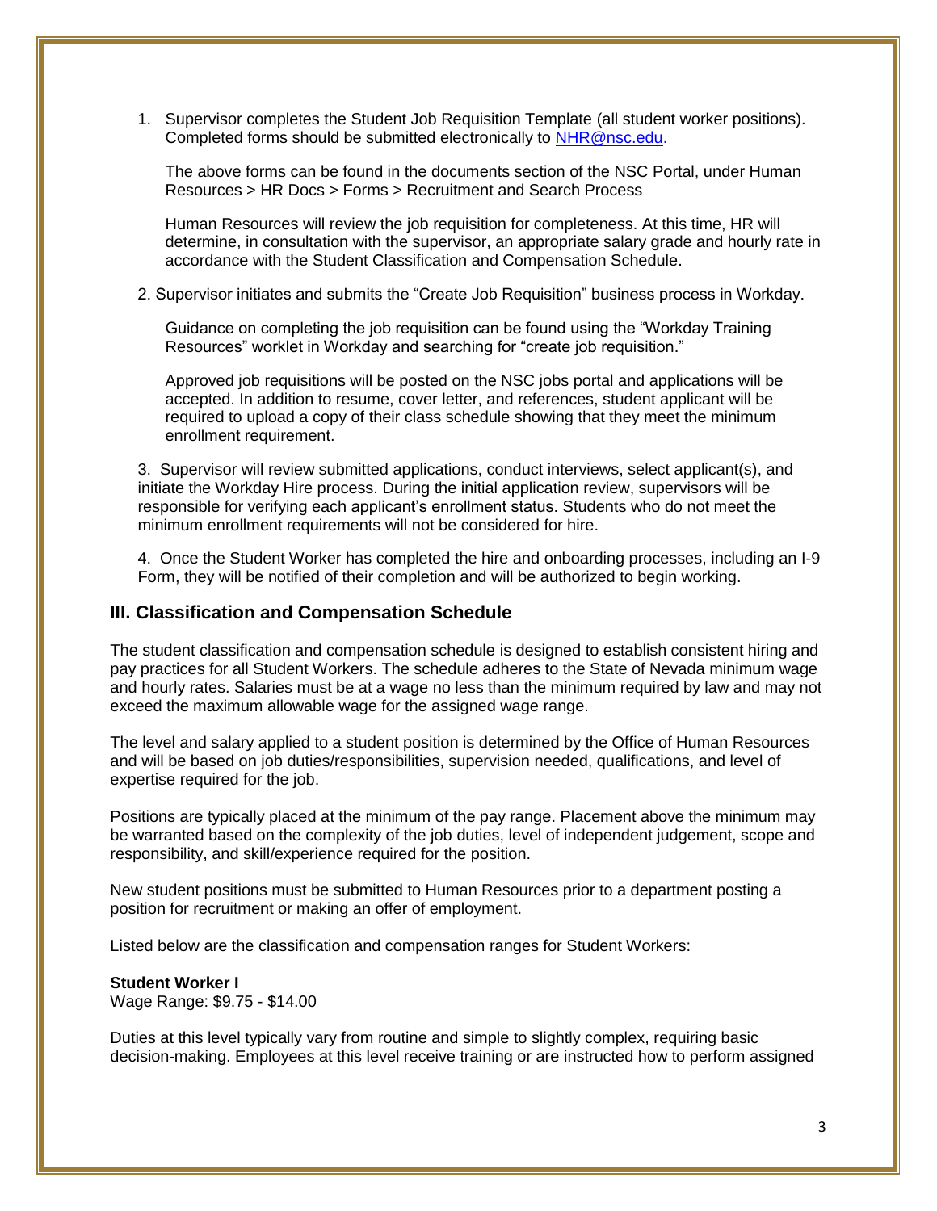1. Supervisor completes the Student Job Requisition Template (all student worker positions). Completed forms should be submitted electronically to NHR@nsc.edu.

   The above forms can be found in the documents section of the NSC Portal, under Human Resources > HR Docs > Forms > Recruitment and Search Process

   Human Resources will review the job requisition for completeness. At this time, HR will determine, in consultation with the supervisor, an appropriate salary grade and hourly rate in accordance with the Student Classification and Compensation Schedule.

2. Supervisor initiates and submits the "Create Job Requisition" business process in Workday.

   Guidance on completing the job requisition can be found using the "Workday Training Resources" worklet in Workday and searching for "create job requisition."

   Approved job requisitions will be posted on the NSC jobs portal and applications will be accepted. In addition to resume, cover letter, and references, student applicant will be required to upload a copy of their class schedule showing that they meet the minimum enrollment requirement.

3. Supervisor will review submitted applications, conduct interviews, select applicant(s), and initiate the Workday Hire process. During the initial application review, supervisors will be responsible for verifying each applicant's enrollment status. Students who do not meet the minimum enrollment requirements will not be considered for hire.

4. Once the Student Worker has completed the hire and onboarding processes, including an I-9 Form, they will be notified of their completion and will be authorized to begin working.

## III. Classification and Compensation Schedule

The student classification and compensation schedule is designed to establish consistent hiring and pay practices for all Student Workers. The schedule adheres to the State of Nevada minimum wage and hourly rates. Salaries must be at a wage no less than the minimum required by law and may not exceed the maximum allowable wage for the assigned wage range.

The level and salary applied to a student position is determined by the Office of Human Resources and will be based on job duties/responsibilities, supervision needed, qualifications, and level of expertise required for the job.

Positions are typically placed at the minimum of the pay range. Placement above the minimum may be warranted based on the complexity of the job duties, level of independent judgement, scope and responsibility, and skill/experience required for the position.

New student positions must be submitted to Human Resources prior to a department posting a position for recruitment or making an offer of employment.

Listed below are the classification and compensation ranges for Student Workers:

**Student Worker I**
Wage Range: $9.75 - $14.00

Duties at this level typically vary from routine and simple to slightly complex, requiring basic decision-making. Employees at this level receive training or are instructed how to perform assigned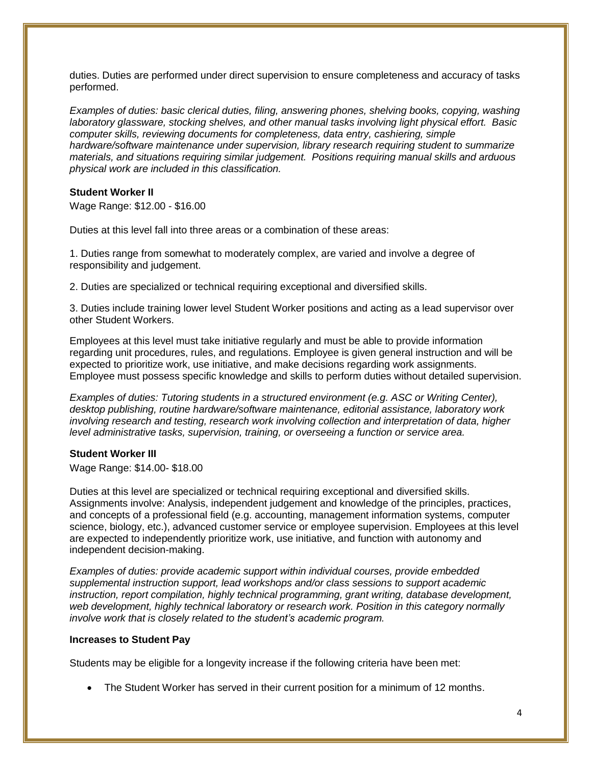duties. Duties are performed under direct supervision to ensure completeness and accuracy of tasks performed.

*Examples of duties: basic clerical duties, filing, answering phones, shelving books, copying, washing laboratory glassware, stocking shelves, and other manual tasks involving light physical effort. Basic computer skills, reviewing documents for completeness, data entry, cashiering, simple hardware/software maintenance under supervision, library research requiring student to summarize materials, and situations requiring similar judgement. Positions requiring manual skills and arduous physical work are included in this classification.*

**Student Worker II**

Wage Range: $12.00 - $16.00

Duties at this level fall into three areas or a combination of these areas:

1. Duties range from somewhat to moderately complex, are varied and involve a degree of responsibility and judgement.

2. Duties are specialized or technical requiring exceptional and diversified skills.

3. Duties include training lower level Student Worker positions and acting as a lead supervisor over other Student Workers.

Employees at this level must take initiative regularly and must be able to provide information regarding unit procedures, rules, and regulations. Employee is given general instruction and will be expected to prioritize work, use initiative, and make decisions regarding work assignments. Employee must possess specific knowledge and skills to perform duties without detailed supervision.

*Examples of duties: Tutoring students in a structured environment (e.g. ASC or Writing Center), desktop publishing, routine hardware/software maintenance, editorial assistance, laboratory work involving research and testing, research work involving collection and interpretation of data, higher level administrative tasks, supervision, training, or overseeing a function or service area.*

**Student Worker III**

Wage Range: $14.00- $18.00

Duties at this level are specialized or technical requiring exceptional and diversified skills. Assignments involve: Analysis, independent judgement and knowledge of the principles, practices, and concepts of a professional field (e.g. accounting, management information systems, computer science, biology, etc.), advanced customer service or employee supervision. Employees at this level are expected to independently prioritize work, use initiative, and function with autonomy and independent decision-making.

*Examples of duties: provide academic support within individual courses, provide embedded supplemental instruction support, lead workshops and/or class sessions to support academic instruction, report compilation, highly technical programming, grant writing, database development, web development, highly technical laboratory or research work. Position in this category normally involve work that is closely related to the student's academic program.*

**Increases to Student Pay**

Students may be eligible for a longevity increase if the following criteria have been met:

- The Student Worker has served in their current position for a minimum of 12 months.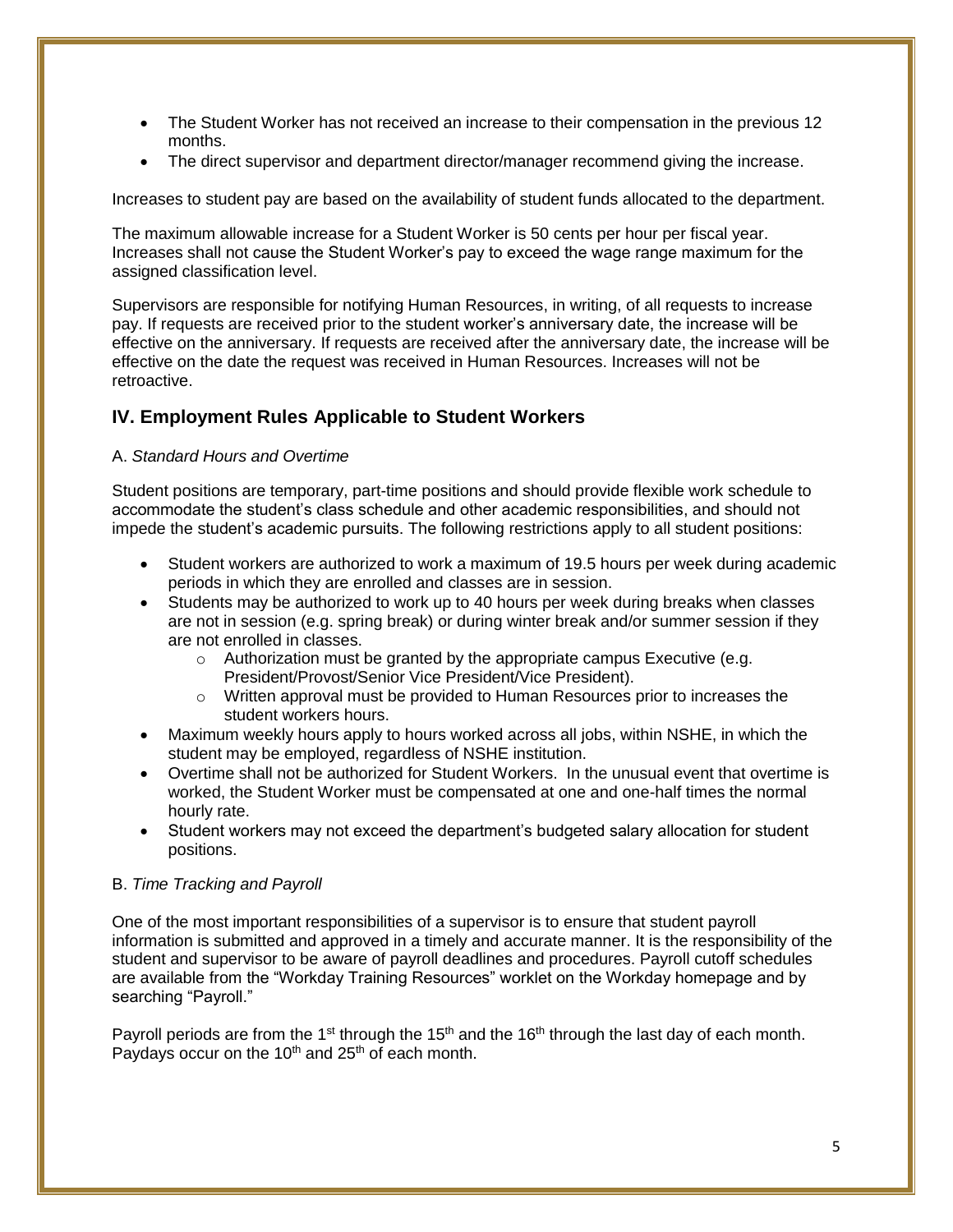- The Student Worker has not received an increase to their compensation in the previous 12 months.
- The direct supervisor and department director/manager recommend giving the increase.

Increases to student pay are based on the availability of student funds allocated to the department.

The maximum allowable increase for a Student Worker is 50 cents per hour per fiscal year. Increases shall not cause the Student Worker's pay to exceed the wage range maximum for the assigned classification level.

Supervisors are responsible for notifying Human Resources, in writing, of all requests to increase pay. If requests are received prior to the student worker's anniversary date, the increase will be effective on the anniversary. If requests are received after the anniversary date, the increase will be effective on the date the request was received in Human Resources. Increases will not be retroactive.

## IV. Employment Rules Applicable to Student Workers

A. *Standard Hours and Overtime*

Student positions are temporary, part-time positions and should provide flexible work schedule to accommodate the student's class schedule and other academic responsibilities, and should not impede the student's academic pursuits. The following restrictions apply to all student positions:

- Student workers are authorized to work a maximum of 19.5 hours per week during academic periods in which they are enrolled and classes are in session.
- Students may be authorized to work up to 40 hours per week during breaks when classes are not in session (e.g. spring break) or during winter break and/or summer session if they are not enrolled in classes.
  - Authorization must be granted by the appropriate campus Executive (e.g. President/Provost/Senior Vice President/Vice President).
  - Written approval must be provided to Human Resources prior to increases the student workers hours.
- Maximum weekly hours apply to hours worked across all jobs, within NSHE, in which the student may be employed, regardless of NSHE institution.
- Overtime shall not be authorized for Student Workers. In the unusual event that overtime is worked, the Student Worker must be compensated at one and one-half times the normal hourly rate.
- Student workers may not exceed the department's budgeted salary allocation for student positions.

B. *Time Tracking and Payroll*

One of the most important responsibilities of a supervisor is to ensure that student payroll information is submitted and approved in a timely and accurate manner. It is the responsibility of the student and supervisor to be aware of payroll deadlines and procedures. Payroll cutoff schedules are available from the "Workday Training Resources" worklet on the Workday homepage and by searching "Payroll."

Payroll periods are from the 1st through the 15th and the 16th through the last day of each month. Paydays occur on the 10th and 25th of each month.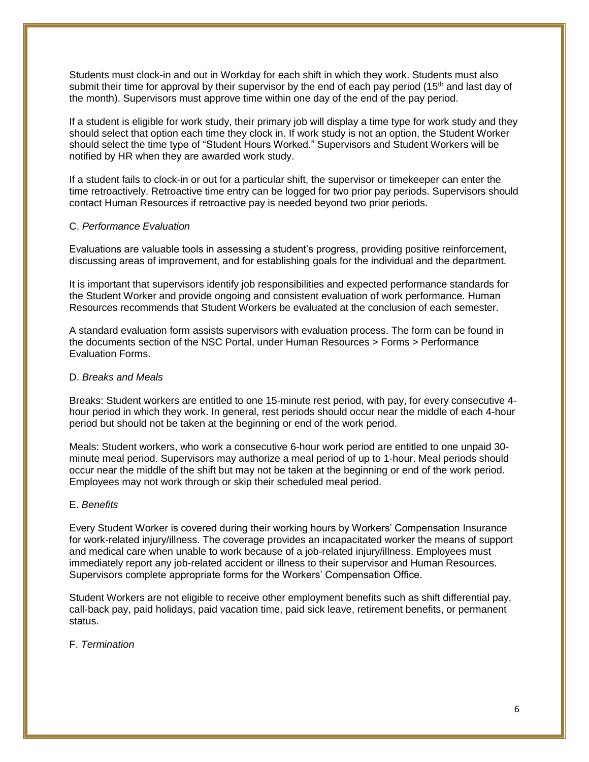Students must clock-in and out in Workday for each shift in which they work. Students must also submit their time for approval by their supervisor by the end of each pay period (15th and last day of the month). Supervisors must approve time within one day of the end of the pay period.

If a student is eligible for work study, their primary job will display a time type for work study and they should select that option each time they clock in. If work study is not an option, the Student Worker should select the time type of "Student Hours Worked." Supervisors and Student Workers will be notified by HR when they are awarded work study.

If a student fails to clock-in or out for a particular shift, the supervisor or timekeeper can enter the time retroactively. Retroactive time entry can be logged for two prior pay periods. Supervisors should contact Human Resources if retroactive pay is needed beyond two prior periods.

C. *Performance Evaluation*

Evaluations are valuable tools in assessing a student's progress, providing positive reinforcement, discussing areas of improvement, and for establishing goals for the individual and the department.

It is important that supervisors identify job responsibilities and expected performance standards for the Student Worker and provide ongoing and consistent evaluation of work performance. Human Resources recommends that Student Workers be evaluated at the conclusion of each semester.

A standard evaluation form assists supervisors with evaluation process. The form can be found in the documents section of the NSC Portal, under Human Resources > Forms > Performance Evaluation Forms.

D. *Breaks and Meals*

Breaks: Student workers are entitled to one 15-minute rest period, with pay, for every consecutive 4-hour period in which they work. In general, rest periods should occur near the middle of each 4-hour period but should not be taken at the beginning or end of the work period.

Meals: Student workers, who work a consecutive 6-hour work period are entitled to one unpaid 30-minute meal period. Supervisors may authorize a meal period of up to 1-hour. Meal periods should occur near the middle of the shift but may not be taken at the beginning or end of the work period. Employees may not work through or skip their scheduled meal period.

E. *Benefits*

Every Student Worker is covered during their working hours by Workers' Compensation Insurance for work-related injury/illness. The coverage provides an incapacitated worker the means of support and medical care when unable to work because of a job-related injury/illness. Employees must immediately report any job-related accident or illness to their supervisor and Human Resources. Supervisors complete appropriate forms for the Workers' Compensation Office.

Student Workers are not eligible to receive other employment benefits such as shift differential pay, call-back pay, paid holidays, paid vacation time, paid sick leave, retirement benefits, or permanent status.

F. *Termination*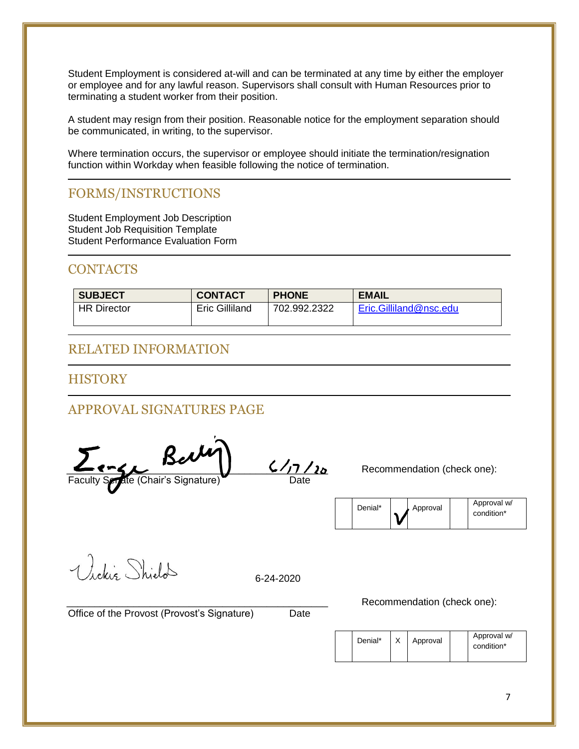Student Employment is considered at-will and can be terminated at any time by either the employer or employee and for any lawful reason. Supervisors shall consult with Human Resources prior to terminating a student worker from their position.

A student may resign from their position. Reasonable notice for the employment separation should be communicated, in writing, to the supervisor.

Where termination occurs, the supervisor or employee should initiate the termination/resignation function within Workday when feasible following the notice of termination.

## FORMS/INSTRUCTIONS

Student Employment Job Description
Student Job Requisition Template
Student Performance Evaluation Form

## CONTACTS

| SUBJECT | CONTACT | PHONE | EMAIL |
|---|---|---|---|
| HR Director | Eric Gilliland | 702.992.2322 | Eric.Gilliland@nsc.edu |

## RELATED INFORMATION

## HISTORY

## APPROVAL SIGNATURES PAGE

[Signature] 6/17/20
Faculty Senate (Chair's Signature) Date

Recommendation (check one):

| | | | | | |
|---|---|---|---|---|---|
| | Denial* | ✓ | Approval | | Approval w/ condition* |

Vickie Shields 6-24-2020
Office of the Provost (Provost's Signature) Date

Recommendation (check one):

| | | | | | |
|---|---|---|---|---|---|
| | Denial* | X | Approval | | Approval w/ condition* |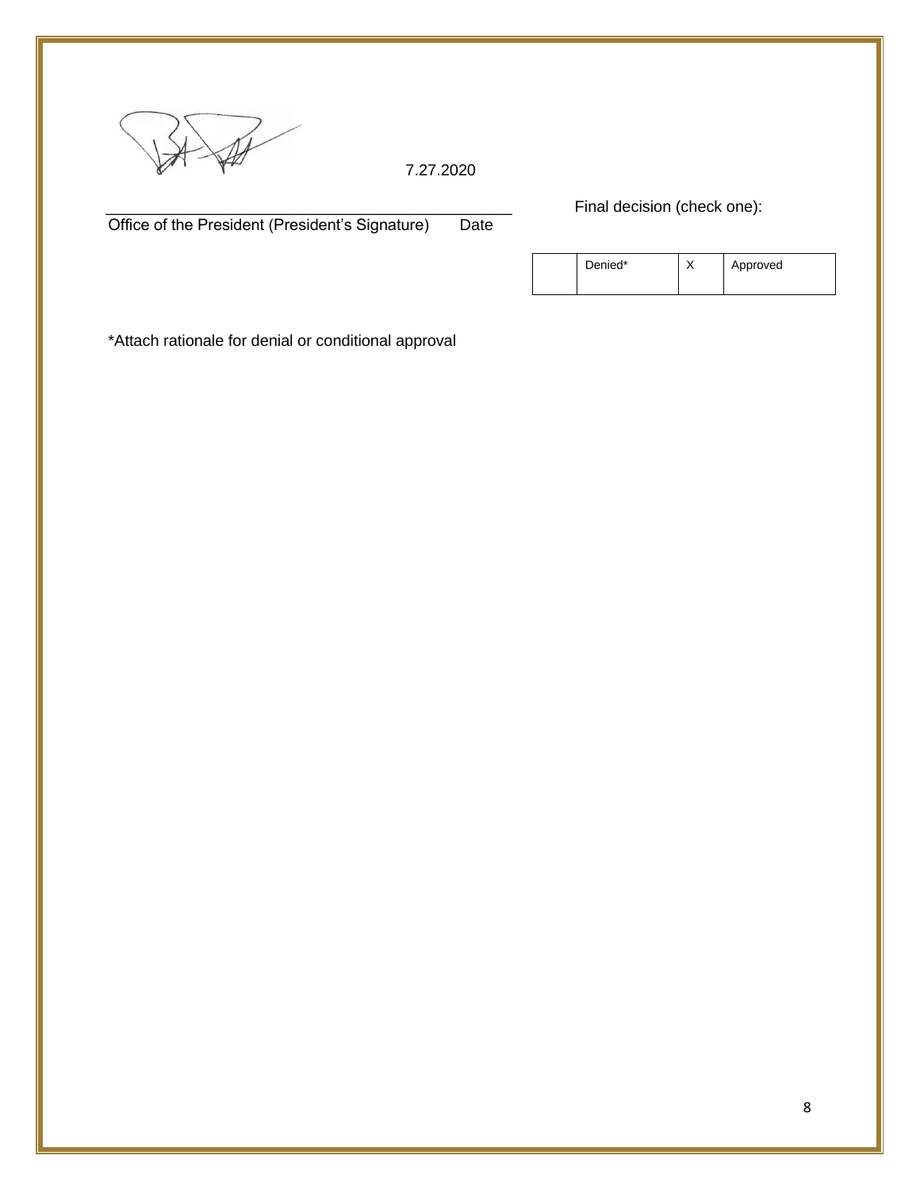7.27.2020

Office of the President (President's Signature) Date

Final decision (check one):

| | | | |
|---|---|---|---|
| | Denied* | X | Approved |

*Attach rationale for denial or conditional approval